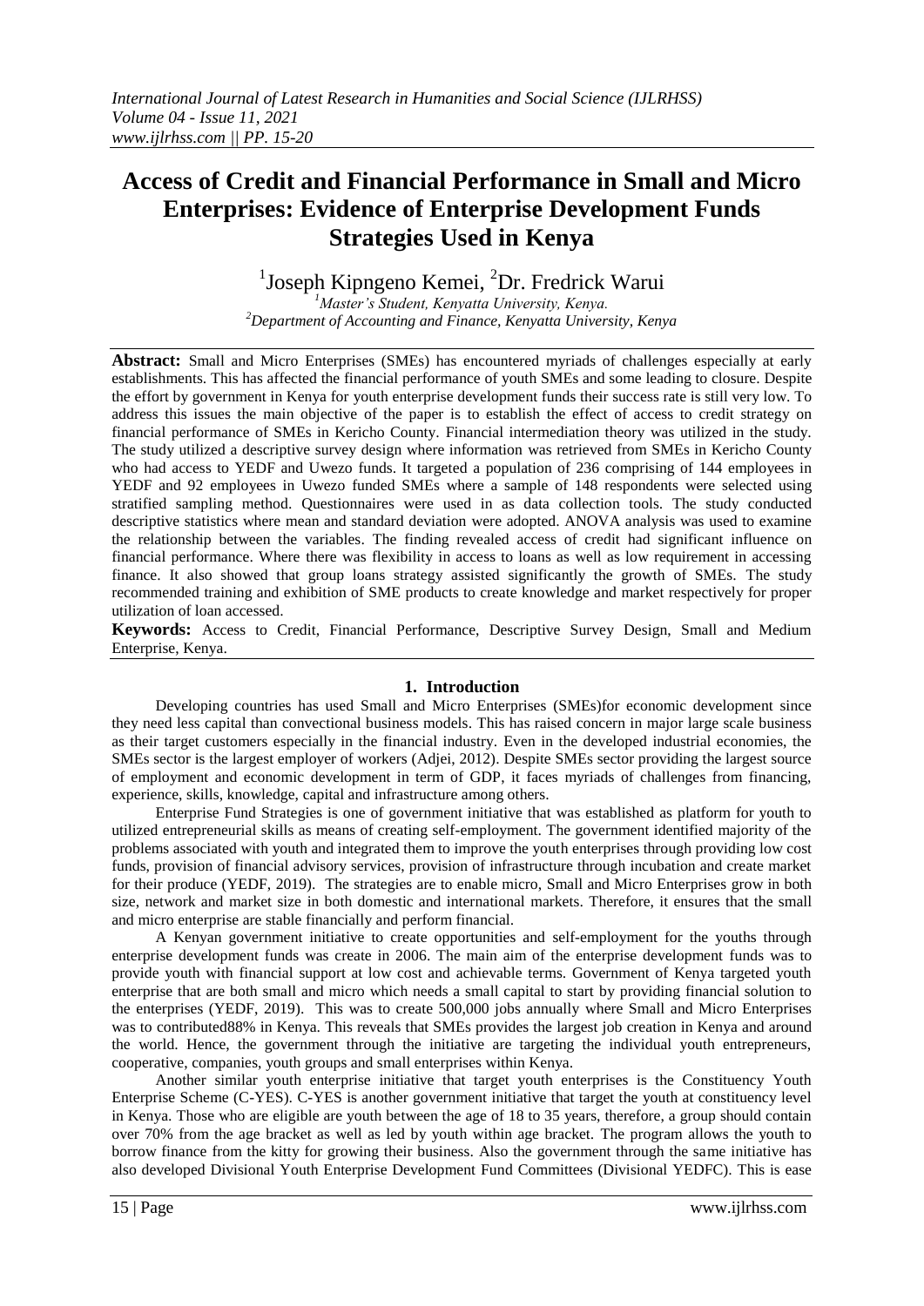# Access of Credit and Financial Performance in Small and Micro Enterprises: Evidence of Enterprise Development Funds Strategies Used in Kenya

[1]Joseph Kipngeno Kemei, [2]Dr. Fredrick Warui

[1]*Master's Student, Kenyatta University, Kenya.*
[2]*Department of Accounting and Finance, Kenyatta University, Kenya*

**Abstract:** Small and Micro Enterprises (SMEs) has encountered myriads of challenges especially at early establishments. This has affected the financial performance of youth SMEs and some leading to closure. Despite the effort by government in Kenya for youth enterprise development funds their success rate is still very low. To address this issues the main objective of the paper is to establish the effect of access to credit strategy on financial performance of SMEs in Kericho County. Financial intermediation theory was utilized in the study. The study utilized a descriptive survey design where information was retrieved from SMEs in Kericho County who had access to YEDF and Uwezo funds. It targeted a population of 236 comprising of 144 employees in YEDF and 92 employees in Uwezo funded SMEs where a sample of 148 respondents were selected using stratified sampling method. Questionnaires were used in as data collection tools. The study conducted descriptive statistics where mean and standard deviation were adopted. ANOVA analysis was used to examine the relationship between the variables. The finding revealed access of credit had significant influence on financial performance. Where there was flexibility in access to loans as well as low requirement in accessing finance. It also showed that group loans strategy assisted significantly the growth of SMEs. The study recommended training and exhibition of SME products to create knowledge and market respectively for proper utilization of loan accessed.

**Keywords:** Access to Credit, Financial Performance, Descriptive Survey Design, Small and Medium Enterprise, Kenya.

## 1. Introduction

Developing countries has used Small and Micro Enterprises (SMEs)for economic development since they need less capital than convectional business models. This has raised concern in major large scale business as their target customers especially in the financial industry. Even in the developed industrial economies, the SMEs sector is the largest employer of workers (Adjei, 2012). Despite SMEs sector providing the largest source of employment and economic development in term of GDP, it faces myriads of challenges from financing, experience, skills, knowledge, capital and infrastructure among others.

Enterprise Fund Strategies is one of government initiative that was established as platform for youth to utilized entrepreneurial skills as means of creating self-employment. The government identified majority of the problems associated with youth and integrated them to improve the youth enterprises through providing low cost funds, provision of financial advisory services, provision of infrastructure through incubation and create market for their produce (YEDF, 2019). The strategies are to enable micro, Small and Micro Enterprises grow in both size, network and market size in both domestic and international markets. Therefore, it ensures that the small and micro enterprise are stable financially and perform financial.

A Kenyan government initiative to create opportunities and self-employment for the youths through enterprise development funds was create in 2006. The main aim of the enterprise development funds was to provide youth with financial support at low cost and achievable terms. Government of Kenya targeted youth enterprise that are both small and micro which needs a small capital to start by providing financial solution to the enterprises (YEDF, 2019). This was to create 500,000 jobs annually where Small and Micro Enterprises was to contributed88% in Kenya. This reveals that SMEs provides the largest job creation in Kenya and around the world. Hence, the government through the initiative are targeting the individual youth entrepreneurs, cooperative, companies, youth groups and small enterprises within Kenya.

Another similar youth enterprise initiative that target youth enterprises is the Constituency Youth Enterprise Scheme (C-YES). C-YES is another government initiative that target the youth at constituency level in Kenya. Those who are eligible are youth between the age of 18 to 35 years, therefore, a group should contain over 70% from the age bracket as well as led by youth within age bracket. The program allows the youth to borrow finance from the kitty for growing their business. Also the government through the same initiative has also developed Divisional Youth Enterprise Development Fund Committees (Divisional YEDFC). This is ease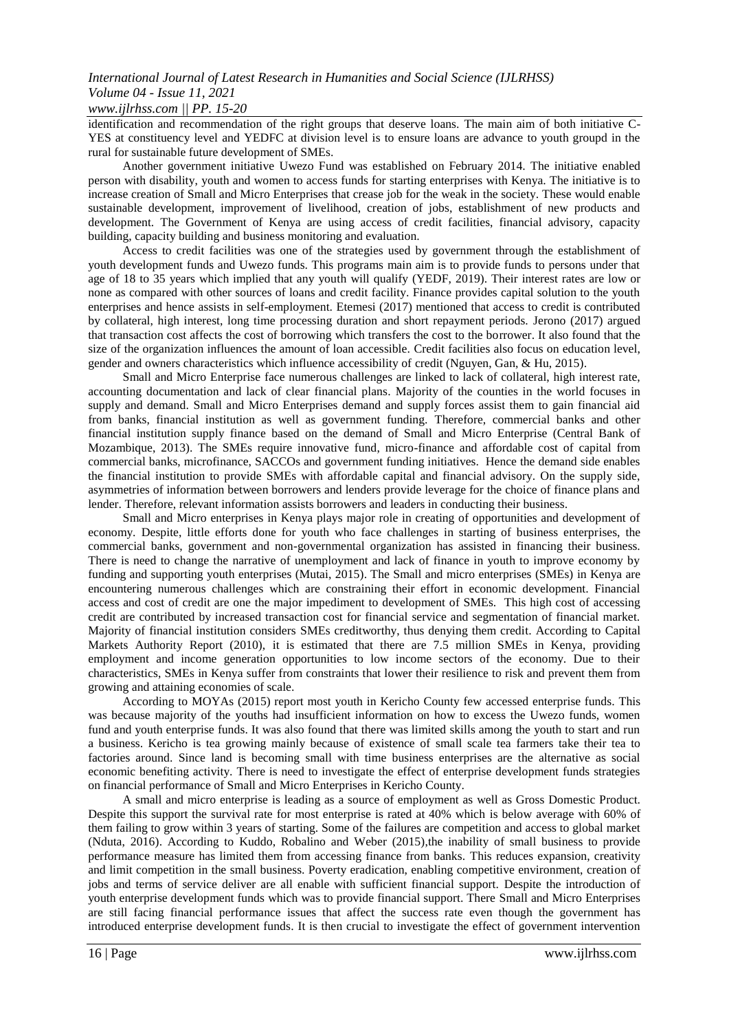identification and recommendation of the right groups that deserve loans. The main aim of both initiative C-YES at constituency level and YEDFC at division level is to ensure loans are advance to youth groupd in the rural for sustainable future development of SMEs.

Another government initiative Uwezo Fund was established on February 2014. The initiative enabled person with disability, youth and women to access funds for starting enterprises with Kenya. The initiative is to increase creation of Small and Micro Enterprises that crease job for the weak in the society. These would enable sustainable development, improvement of livelihood, creation of jobs, establishment of new products and development. The Government of Kenya are using access of credit facilities, financial advisory, capacity building, capacity building and business monitoring and evaluation.

Access to credit facilities was one of the strategies used by government through the establishment of youth development funds and Uwezo funds. This programs main aim is to provide funds to persons under that age of 18 to 35 years which implied that any youth will qualify (YEDF, 2019). Their interest rates are low or none as compared with other sources of loans and credit facility. Finance provides capital solution to the youth enterprises and hence assists in self-employment. Etemesi (2017) mentioned that access to credit is contributed by collateral, high interest, long time processing duration and short repayment periods. Jerono (2017) argued that transaction cost affects the cost of borrowing which transfers the cost to the borrower. It also found that the size of the organization influences the amount of loan accessible. Credit facilities also focus on education level, gender and owners characteristics which influence accessibility of credit (Nguyen, Gan, & Hu, 2015).

Small and Micro Enterprise face numerous challenges are linked to lack of collateral, high interest rate, accounting documentation and lack of clear financial plans. Majority of the counties in the world focuses in supply and demand. Small and Micro Enterprises demand and supply forces assist them to gain financial aid from banks, financial institution as well as government funding. Therefore, commercial banks and other financial institution supply finance based on the demand of Small and Micro Enterprise (Central Bank of Mozambique, 2013). The SMEs require innovative fund, micro-finance and affordable cost of capital from commercial banks, microfinance, SACCOs and government funding initiatives. Hence the demand side enables the financial institution to provide SMEs with affordable capital and financial advisory. On the supply side, asymmetries of information between borrowers and lenders provide leverage for the choice of finance plans and lender. Therefore, relevant information assists borrowers and leaders in conducting their business.

Small and Micro enterprises in Kenya plays major role in creating of opportunities and development of economy. Despite, little efforts done for youth who face challenges in starting of business enterprises, the commercial banks, government and non-governmental organization has assisted in financing their business. There is need to change the narrative of unemployment and lack of finance in youth to improve economy by funding and supporting youth enterprises (Mutai, 2015). The Small and micro enterprises (SMEs) in Kenya are encountering numerous challenges which are constraining their effort in economic development. Financial access and cost of credit are one the major impediment to development of SMEs. This high cost of accessing credit are contributed by increased transaction cost for financial service and segmentation of financial market. Majority of financial institution considers SMEs creditworthy, thus denying them credit. According to Capital Markets Authority Report (2010), it is estimated that there are 7.5 million SMEs in Kenya, providing employment and income generation opportunities to low income sectors of the economy. Due to their characteristics, SMEs in Kenya suffer from constraints that lower their resilience to risk and prevent them from growing and attaining economies of scale.

According to MOYAs (2015) report most youth in Kericho County few accessed enterprise funds. This was because majority of the youths had insufficient information on how to excess the Uwezo funds, women fund and youth enterprise funds. It was also found that there was limited skills among the youth to start and run a business. Kericho is tea growing mainly because of existence of small scale tea farmers take their tea to factories around. Since land is becoming small with time business enterprises are the alternative as social economic benefiting activity. There is need to investigate the effect of enterprise development funds strategies on financial performance of Small and Micro Enterprises in Kericho County.

A small and micro enterprise is leading as a source of employment as well as Gross Domestic Product. Despite this support the survival rate for most enterprise is rated at 40% which is below average with 60% of them failing to grow within 3 years of starting. Some of the failures are competition and access to global market (Nduta, 2016). According to Kuddo, Robalino and Weber (2015),the inability of small business to provide performance measure has limited them from accessing finance from banks. This reduces expansion, creativity and limit competition in the small business. Poverty eradication, enabling competitive environment, creation of jobs and terms of service deliver are all enable with sufficient financial support. Despite the introduction of youth enterprise development funds which was to provide financial support. There Small and Micro Enterprises are still facing financial performance issues that affect the success rate even though the government has introduced enterprise development funds. It is then crucial to investigate the effect of government intervention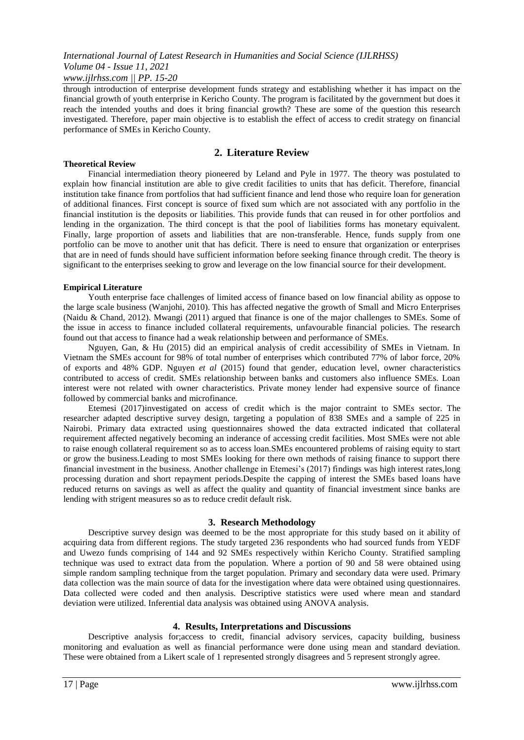through introduction of enterprise development funds strategy and establishing whether it has impact on the financial growth of youth enterprise in Kericho County. The program is facilitated by the government but does it reach the intended youths and does it bring financial growth? These are some of the question this research investigated. Therefore, paper main objective is to establish the effect of access to credit strategy on financial performance of SMEs in Kericho County.

## 2. Literature Review

### Theoretical Review

Financial intermediation theory pioneered by Leland and Pyle in 1977. The theory was postulated to explain how financial institution are able to give credit facilities to units that has deficit. Therefore, financial institution take finance from portfolios that had sufficient finance and lend those who require loan for generation of additional finances. First concept is source of fixed sum which are not associated with any portfolio in the financial institution is the deposits or liabilities. This provide funds that can reused in for other portfolios and lending in the organization. The third concept is that the pool of liabilities forms has monetary equivalent. Finally, large proportion of assets and liabilities that are non-transferable. Hence, funds supply from one portfolio can be move to another unit that has deficit. There is need to ensure that organization or enterprises that are in need of funds should have sufficient information before seeking finance through credit. The theory is significant to the enterprises seeking to grow and leverage on the low financial source for their development.

### Empirical Literature

Youth enterprise face challenges of limited access of finance based on low financial ability as oppose to the large scale business (Wanjohi, 2010). This has affected negative the growth of Small and Micro Enterprises (Naidu & Chand, 2012). Mwangi (2011) argued that finance is one of the major challenges to SMEs. Some of the issue in access to finance included collateral requirements, unfavourable financial policies. The research found out that access to finance had a weak relationship between and performance of SMEs.

Nguyen, Gan, & Hu (2015) did an empirical analysis of credit accessibility of SMEs in Vietnam. In Vietnam the SMEs account for 98% of total number of enterprises which contributed 77% of labor force, 20% of exports and 48% GDP. Nguyen *et al* (2015) found that gender, education level, owner characteristics contributed to access of credit. SMEs relationship between banks and customers also influence SMEs. Loan interest were not related with owner characteristics. Private money lender had expensive source of finance followed by commercial banks and microfinance.

Etemesi (2017)investigated on access of credit which is the major contraint to SMEs sector. The researcher adapted descriptive survey design, targeting a population of 838 SMEs and a sample of 225 in Nairobi. Primary data extracted using questionnaires showed the data extracted indicated that collateral requirement affected negatively becoming an inderance of accessing credit facilities. Most SMEs were not able to raise enough collateral requirement so as to access loan.SMEs encountered problems of raising equity to start or grow the business.Leading to most SMEs looking for there own methods of raising finance to support there financial investment in the business. Another challenge in Etemesi's (2017) findings was high interest rates,long processing duration and short repayment periods.Despite the capping of interest the SMEs based loans have reduced returns on savings as well as affect the quality and quantity of financial investment since banks are lending with strigent measures so as to reduce credit default risk.

## 3. Research Methodology

Descriptive survey design was deemed to be the most appropriate for this study based on it ability of acquiring data from different regions. The study targeted 236 respondents who had sourced funds from YEDF and Uwezo funds comprising of 144 and 92 SMEs respectively within Kericho County. Stratified sampling technique was used to extract data from the population. Where a portion of 90 and 58 were obtained using simple random sampling technique from the target population. Primary and secondary data were used. Primary data collection was the main source of data for the investigation where data were obtained using questionnaires. Data collected were coded and then analysis. Descriptive statistics were used where mean and standard deviation were utilized. Inferential data analysis was obtained using ANOVA analysis.

## 4. Results, Interpretations and Discussions

Descriptive analysis for;access to credit, financial advisory services, capacity building, business monitoring and evaluation as well as financial performance were done using mean and standard deviation. These were obtained from a Likert scale of 1 represented strongly disagrees and 5 represent strongly agree.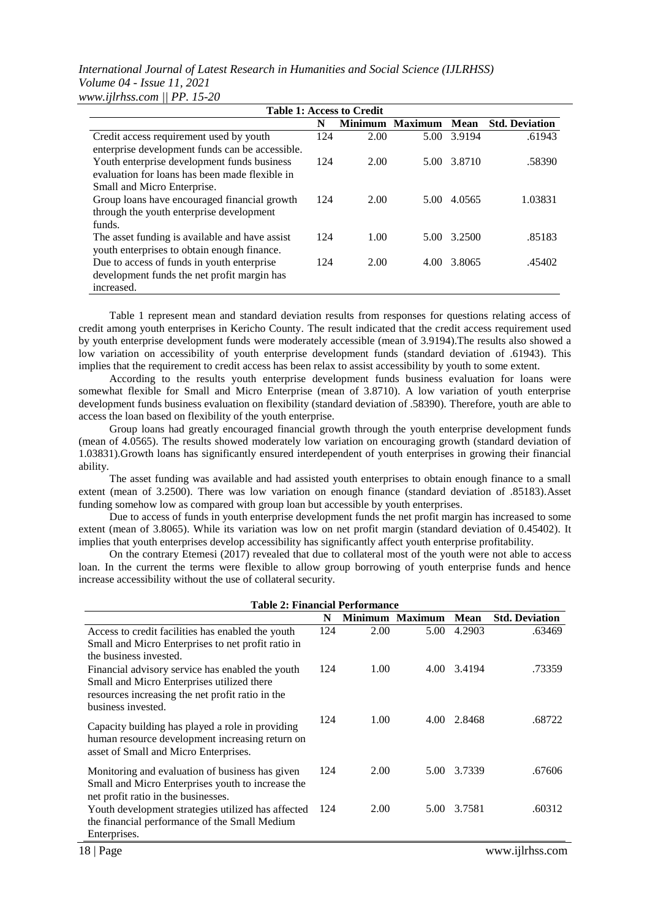**Table 1: Access to Credit**

| | N | Minimum | Maximum | Mean | Std. Deviation |
|---|---|---|---|---|---|
| Credit access requirement used by youth enterprise development funds can be accessible. | 124 | 2.00 | 5.00 | 3.9194 | .61943 |
| Youth enterprise development funds business evaluation for loans has been made flexible in Small and Micro Enterprise. | 124 | 2.00 | 5.00 | 3.8710 | .58390 |
| Group loans have encouraged financial growth through the youth enterprise development funds. | 124 | 2.00 | 5.00 | 4.0565 | 1.03831 |
| The asset funding is available and have assist youth enterprises to obtain enough finance. | 124 | 1.00 | 5.00 | 3.2500 | .85183 |
| Due to access of funds in youth enterprise development funds the net profit margin has increased. | 124 | 2.00 | 4.00 | 3.8065 | .45402 |

Table 1 represent mean and standard deviation results from responses for questions relating access of credit among youth enterprises in Kericho County. The result indicated that the credit access requirement used by youth enterprise development funds were moderately accessible (mean of 3.9194).The results also showed a low variation on accessibility of youth enterprise development funds (standard deviation of .61943). This implies that the requirement to credit access has been relax to assist accessibility by youth to some extent.

According to the results youth enterprise development funds business evaluation for loans were somewhat flexible for Small and Micro Enterprise (mean of 3.8710). A low variation of youth enterprise development funds business evaluation on flexibility (standard deviation of .58390). Therefore, youth are able to access the loan based on flexibility of the youth enterprise.

Group loans had greatly encouraged financial growth through the youth enterprise development funds (mean of 4.0565). The results showed moderately low variation on encouraging growth (standard deviation of 1.03831).Growth loans has significantly ensured interdependent of youth enterprises in growing their financial ability.

The asset funding was available and had assisted youth enterprises to obtain enough finance to a small extent (mean of 3.2500). There was low variation on enough finance (standard deviation of .85183).Asset funding somehow low as compared with group loan but accessible by youth enterprises.

Due to access of funds in youth enterprise development funds the net profit margin has increased to some extent (mean of 3.8065). While its variation was low on net profit margin (standard deviation of 0.45402). It implies that youth enterprises develop accessibility has significantly affect youth enterprise profitability.

On the contrary Etemesi (2017) revealed that due to collateral most of the youth were not able to access loan. In the current the terms were flexible to allow group borrowing of youth enterprise funds and hence increase accessibility without the use of collateral security.

**Table 2: Financial Performance**

| | N | Minimum | Maximum | Mean | Std. Deviation |
|---|---|---|---|---|---|
| Access to credit facilities has enabled the youth Small and Micro Enterprises to net profit ratio in the business invested. | 124 | 2.00 | 5.00 | 4.2903 | .63469 |
| Financial advisory service has enabled the youth Small and Micro Enterprises utilized there resources increasing the net profit ratio in the business invested. | 124 | 1.00 | 4.00 | 3.4194 | .73359 |
| Capacity building has played a role in providing human resource development increasing return on asset of Small and Micro Enterprises. | 124 | 1.00 | 4.00 | 2.8468 | .68722 |
| Monitoring and evaluation of business has given Small and Micro Enterprises youth to increase the net profit ratio in the businesses. | 124 | 2.00 | 5.00 | 3.7339 | .67606 |
| Youth development strategies utilized has affected the financial performance of the Small Medium Enterprises. | 124 | 2.00 | 5.00 | 3.7581 | .60312 |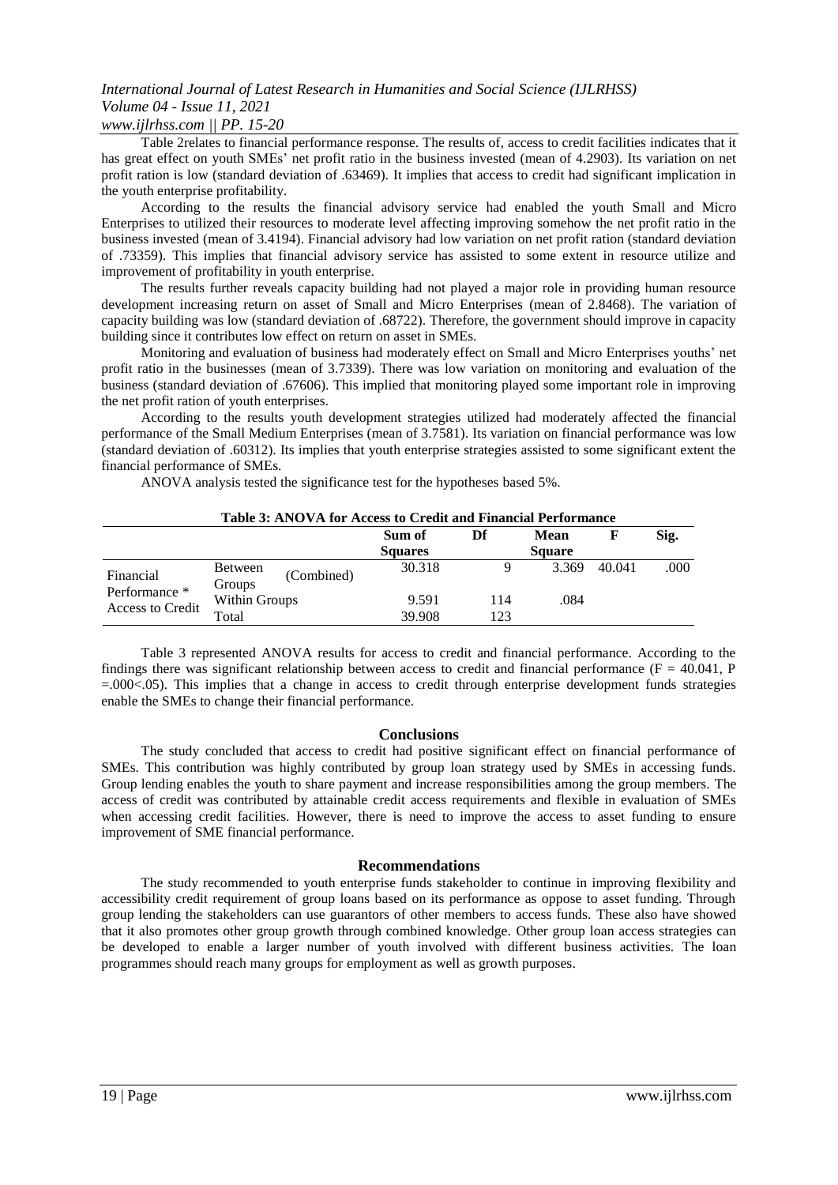Table 2relates to financial performance response. The results of, access to credit facilities indicates that it has great effect on youth SMEs' net profit ratio in the business invested (mean of 4.2903). Its variation on net profit ration is low (standard deviation of .63469). It implies that access to credit had significant implication in the youth enterprise profitability.

According to the results the financial advisory service had enabled the youth Small and Micro Enterprises to utilized their resources to moderate level affecting improving somehow the net profit ratio in the business invested (mean of 3.4194). Financial advisory had low variation on net profit ration (standard deviation of .73359). This implies that financial advisory service has assisted to some extent in resource utilize and improvement of profitability in youth enterprise.

The results further reveals capacity building had not played a major role in providing human resource development increasing return on asset of Small and Micro Enterprises (mean of 2.8468). The variation of capacity building was low (standard deviation of .68722). Therefore, the government should improve in capacity building since it contributes low effect on return on asset in SMEs.

Monitoring and evaluation of business had moderately effect on Small and Micro Enterprises youths' net profit ratio in the businesses (mean of 3.7339). There was low variation on monitoring and evaluation of the business (standard deviation of .67606). This implied that monitoring played some important role in improving the net profit ration of youth enterprises.

According to the results youth development strategies utilized had moderately affected the financial performance of the Small Medium Enterprises (mean of 3.7581). Its variation on financial performance was low (standard deviation of .60312). Its implies that youth enterprise strategies assisted to some significant extent the financial performance of SMEs.

ANOVA analysis tested the significance test for the hypotheses based 5%.

**Table 3: ANOVA for Access to Credit and Financial Performance**

| | | | Sum of Squares | Df | Mean Square | F | Sig. |
|---|---|---|---|---|---|---|---|
| Financial Performance * Access to Credit | Between Groups | (Combined) | 30.318 | 9 | 3.369 | 40.041 | .000 |
| | Within Groups | | 9.591 | 114 | .084 | | |
| | Total | | 39.908 | 123 | | | |

Table 3 represented ANOVA results for access to credit and financial performance. According to the findings there was significant relationship between access to credit and financial performance ($F = 40.041$, $P = .000 < .05$). This implies that a change in access to credit through enterprise development funds strategies enable the SMEs to change their financial performance.

## Conclusions

The study concluded that access to credit had positive significant effect on financial performance of SMEs. This contribution was highly contributed by group loan strategy used by SMEs in accessing funds. Group lending enables the youth to share payment and increase responsibilities among the group members. The access of credit was contributed by attainable credit access requirements and flexible in evaluation of SMEs when accessing credit facilities. However, there is need to improve the access to asset funding to ensure improvement of SME financial performance.

## Recommendations

The study recommended to youth enterprise funds stakeholder to continue in improving flexibility and accessibility credit requirement of group loans based on its performance as oppose to asset funding. Through group lending the stakeholders can use guarantors of other members to access funds. These also have showed that it also promotes other group growth through combined knowledge. Other group loan access strategies can be developed to enable a larger number of youth involved with different business activities. The loan programmes should reach many groups for employment as well as growth purposes.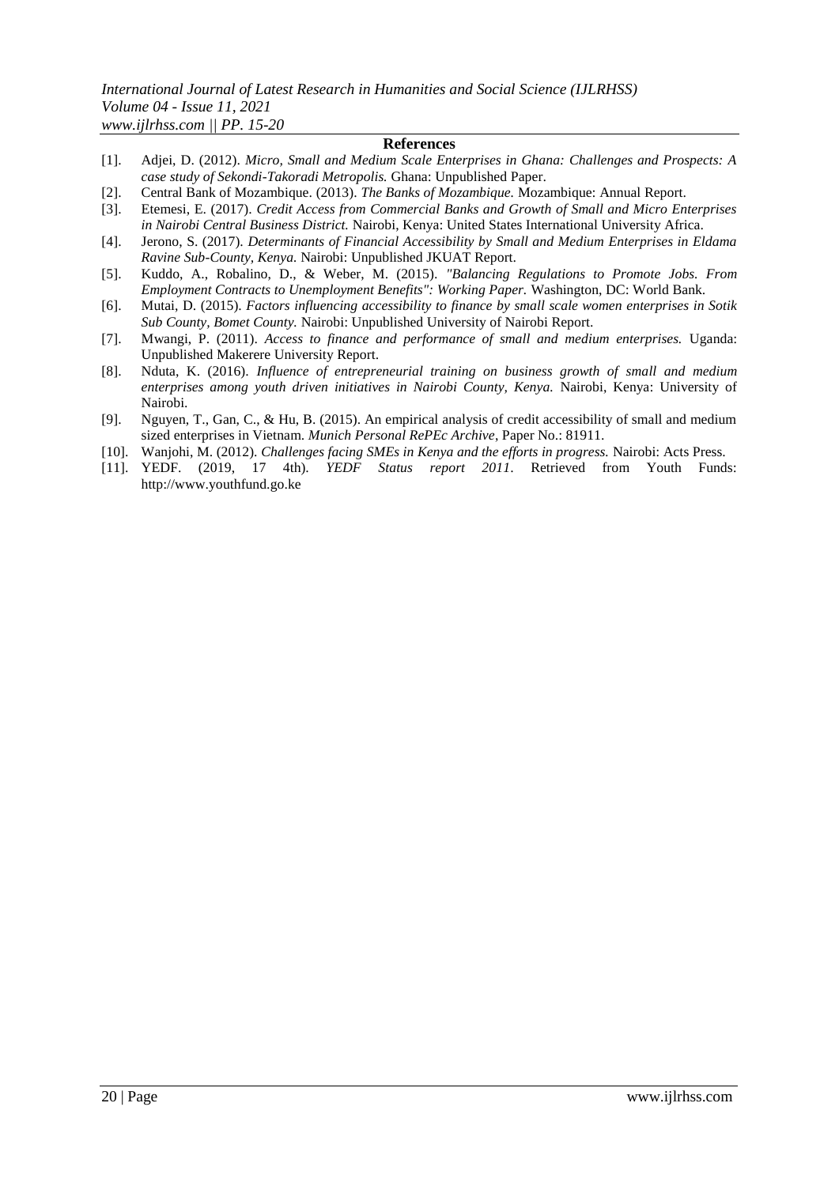## References

[1]. Adjei, D. (2012). *Micro, Small and Medium Scale Enterprises in Ghana: Challenges and Prospects: A case study of Sekondi-Takoradi Metropolis.* Ghana: Unpublished Paper.

[2]. Central Bank of Mozambique. (2013). *The Banks of Mozambique.* Mozambique: Annual Report.

[3]. Etemesi, E. (2017). *Credit Access from Commercial Banks and Growth of Small and Micro Enterprises in Nairobi Central Business District.* Nairobi, Kenya: United States International University Africa.

[4]. Jerono, S. (2017). *Determinants of Financial Accessibility by Small and Medium Enterprises in Eldama Ravine Sub-County, Kenya.* Nairobi: Unpublished JKUAT Report.

[5]. Kuddo, A., Robalino, D., & Weber, M. (2015). *"Balancing Regulations to Promote Jobs. From Employment Contracts to Unemployment Benefits": Working Paper.* Washington, DC: World Bank.

[6]. Mutai, D. (2015). *Factors influencing accessibility to finance by small scale women enterprises in Sotik Sub County, Bomet County.* Nairobi: Unpublished University of Nairobi Report.

[7]. Mwangi, P. (2011). *Access to finance and performance of small and medium enterprises.* Uganda: Unpublished Makerere University Report.

[8]. Nduta, K. (2016). *Influence of entrepreneurial training on business growth of small and medium enterprises among youth driven initiatives in Nairobi County, Kenya.* Nairobi, Kenya: University of Nairobi.

[9]. Nguyen, T., Gan, C., & Hu, B. (2015). An empirical analysis of credit accessibility of small and medium sized enterprises in Vietnam. *Munich Personal RePEc Archive*, Paper No.: 81911.

[10]. Wanjohi, M. (2012). *Challenges facing SMEs in Kenya and the efforts in progress.* Nairobi: Acts Press.

[11]. YEDF. (2019, 17 4th). *YEDF Status report 2011*. Retrieved from Youth Funds: http://www.youthfund.go.ke